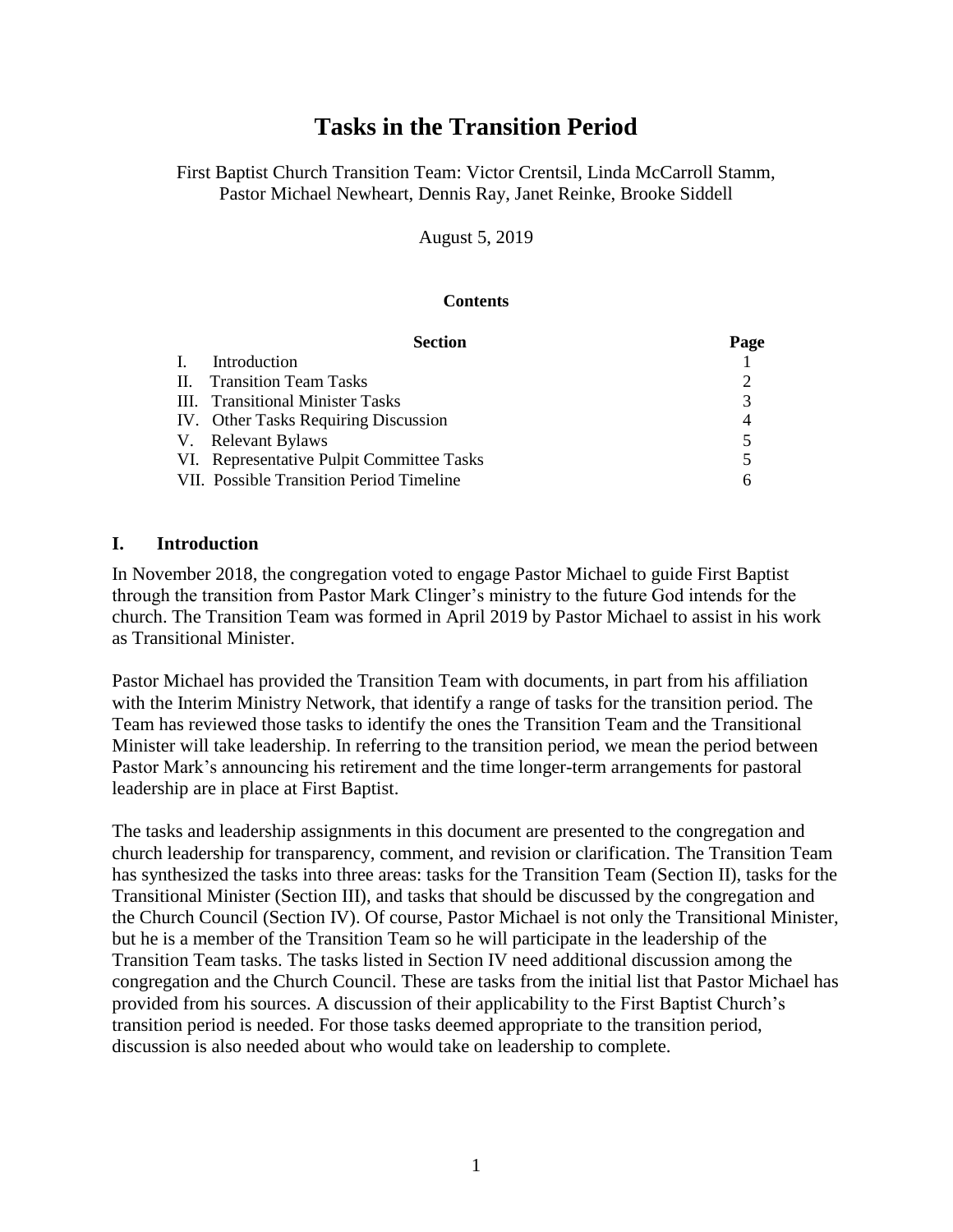# Tasks in the Transition Period

First Baptist Church Transition Team: Victor Crentsil, Linda McCarroll Stamm, Pastor Michael Newheart, Dennis Ray, Janet Reinke, Brooke Siddell

August 5, 2019

**Contents**

| Section | Page |
| --- | --- |
| I. Introduction | 1 |
| II. Transition Team Tasks | 2 |
| III. Transitional Minister Tasks | 3 |
| IV. Other Tasks Requiring Discussion | 4 |
| V. Relevant Bylaws | 5 |
| VI. Representative Pulpit Committee Tasks | 5 |
| VII. Possible Transition Period Timeline | 6 |

## I. Introduction

In November 2018, the congregation voted to engage Pastor Michael to guide First Baptist through the transition from Pastor Mark Clinger's ministry to the future God intends for the church. The Transition Team was formed in April 2019 by Pastor Michael to assist in his work as Transitional Minister.

Pastor Michael has provided the Transition Team with documents, in part from his affiliation with the Interim Ministry Network, that identify a range of tasks for the transition period. The Team has reviewed those tasks to identify the ones the Transition Team and the Transitional Minister will take leadership. In referring to the transition period, we mean the period between Pastor Mark's announcing his retirement and the time longer-term arrangements for pastoral leadership are in place at First Baptist.

The tasks and leadership assignments in this document are presented to the congregation and church leadership for transparency, comment, and revision or clarification. The Transition Team has synthesized the tasks into three areas: tasks for the Transition Team (Section II), tasks for the Transitional Minister (Section III), and tasks that should be discussed by the congregation and the Church Council (Section IV). Of course, Pastor Michael is not only the Transitional Minister, but he is a member of the Transition Team so he will participate in the leadership of the Transition Team tasks. The tasks listed in Section IV need additional discussion among the congregation and the Church Council. These are tasks from the initial list that Pastor Michael has provided from his sources. A discussion of their applicability to the First Baptist Church's transition period is needed. For those tasks deemed appropriate to the transition period, discussion is also needed about who would take on leadership to complete.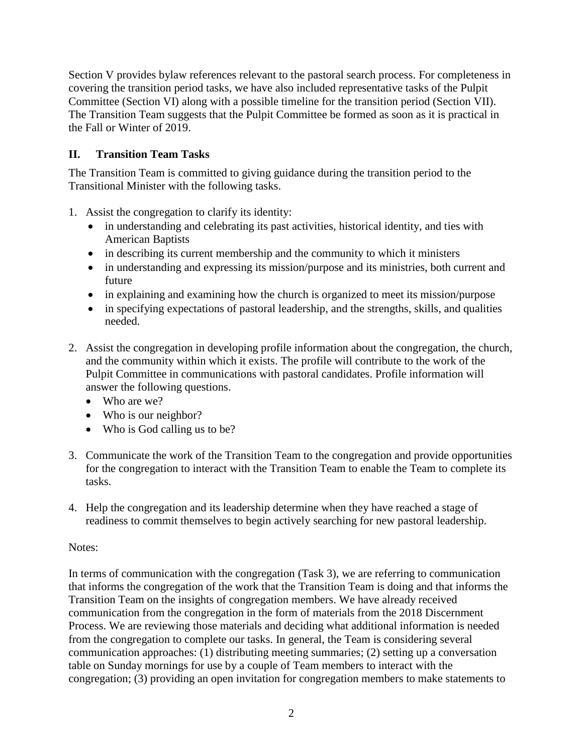Section V provides bylaw references relevant to the pastoral search process. For completeness in covering the transition period tasks, we have also included representative tasks of the Pulpit Committee (Section VI) along with a possible timeline for the transition period (Section VII). The Transition Team suggests that the Pulpit Committee be formed as soon as it is practical in the Fall or Winter of 2019.

## II. Transition Team Tasks

The Transition Team is committed to giving guidance during the transition period to the Transitional Minister with the following tasks.

1. Assist the congregation to clarify its identity:
   - in understanding and celebrating its past activities, historical identity, and ties with American Baptists
   - in describing its current membership and the community to which it ministers
   - in understanding and expressing its mission/purpose and its ministries, both current and future
   - in explaining and examining how the church is organized to meet its mission/purpose
   - in specifying expectations of pastoral leadership, and the strengths, skills, and qualities needed.

2. Assist the congregation in developing profile information about the congregation, the church, and the community within which it exists. The profile will contribute to the work of the Pulpit Committee in communications with pastoral candidates. Profile information will answer the following questions.
   - Who are we?
   - Who is our neighbor?
   - Who is God calling us to be?

3. Communicate the work of the Transition Team to the congregation and provide opportunities for the congregation to interact with the Transition Team to enable the Team to complete its tasks.

4. Help the congregation and its leadership determine when they have reached a stage of readiness to commit themselves to begin actively searching for new pastoral leadership.

Notes:

In terms of communication with the congregation (Task 3), we are referring to communication that informs the congregation of the work that the Transition Team is doing and that informs the Transition Team on the insights of congregation members. We have already received communication from the congregation in the form of materials from the 2018 Discernment Process. We are reviewing those materials and deciding what additional information is needed from the congregation to complete our tasks. In general, the Team is considering several communication approaches: (1) distributing meeting summaries; (2) setting up a conversation table on Sunday mornings for use by a couple of Team members to interact with the congregation; (3) providing an open invitation for congregation members to make statements to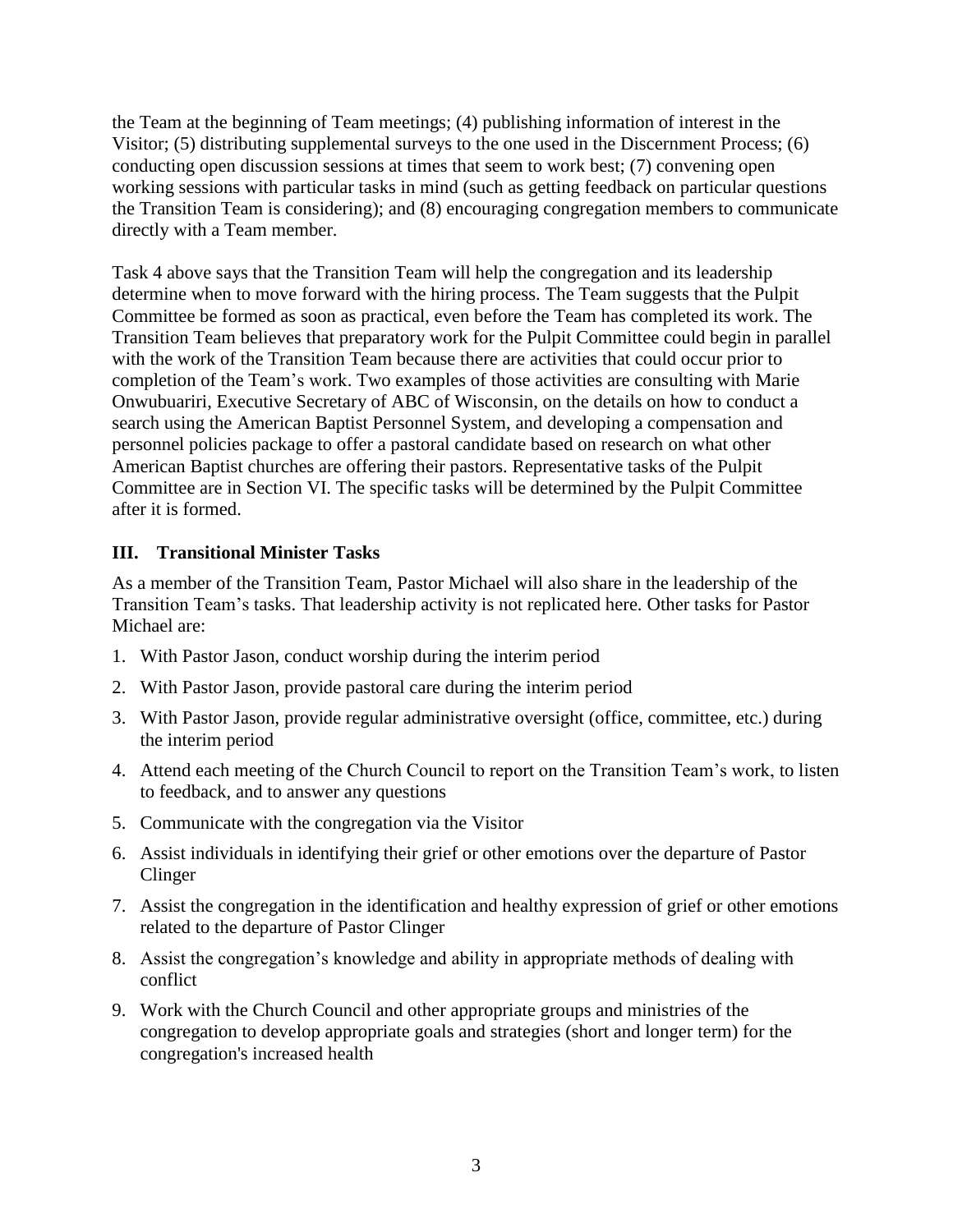the Team at the beginning of Team meetings; (4) publishing information of interest in the Visitor; (5) distributing supplemental surveys to the one used in the Discernment Process; (6) conducting open discussion sessions at times that seem to work best; (7) convening open working sessions with particular tasks in mind (such as getting feedback on particular questions the Transition Team is considering); and (8) encouraging congregation members to communicate directly with a Team member.

Task 4 above says that the Transition Team will help the congregation and its leadership determine when to move forward with the hiring process. The Team suggests that the Pulpit Committee be formed as soon as practical, even before the Team has completed its work. The Transition Team believes that preparatory work for the Pulpit Committee could begin in parallel with the work of the Transition Team because there are activities that could occur prior to completion of the Team's work. Two examples of those activities are consulting with Marie Onwubuariri, Executive Secretary of ABC of Wisconsin, on the details on how to conduct a search using the American Baptist Personnel System, and developing a compensation and personnel policies package to offer a pastoral candidate based on research on what other American Baptist churches are offering their pastors. Representative tasks of the Pulpit Committee are in Section VI. The specific tasks will be determined by the Pulpit Committee after it is formed.

## III. Transitional Minister Tasks

As a member of the Transition Team, Pastor Michael will also share in the leadership of the Transition Team's tasks. That leadership activity is not replicated here. Other tasks for Pastor Michael are:

1. With Pastor Jason, conduct worship during the interim period
2. With Pastor Jason, provide pastoral care during the interim period
3. With Pastor Jason, provide regular administrative oversight (office, committee, etc.) during the interim period
4. Attend each meeting of the Church Council to report on the Transition Team's work, to listen to feedback, and to answer any questions
5. Communicate with the congregation via the Visitor
6. Assist individuals in identifying their grief or other emotions over the departure of Pastor Clinger
7. Assist the congregation in the identification and healthy expression of grief or other emotions related to the departure of Pastor Clinger
8. Assist the congregation's knowledge and ability in appropriate methods of dealing with conflict
9. Work with the Church Council and other appropriate groups and ministries of the congregation to develop appropriate goals and strategies (short and longer term) for the congregation's increased health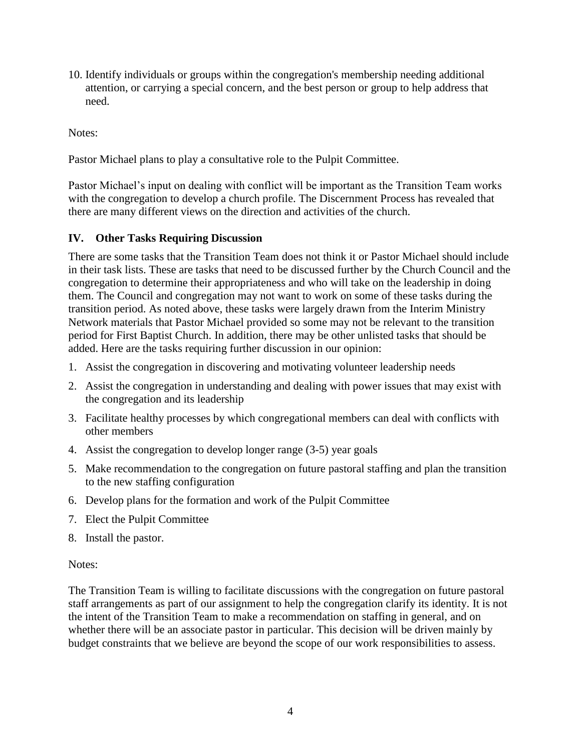10. Identify individuals or groups within the congregation's membership needing additional attention, or carrying a special concern, and the best person or group to help address that need.

Notes:

Pastor Michael plans to play a consultative role to the Pulpit Committee.

Pastor Michael's input on dealing with conflict will be important as the Transition Team works with the congregation to develop a church profile. The Discernment Process has revealed that there are many different views on the direction and activities of the church.

## IV. Other Tasks Requiring Discussion

There are some tasks that the Transition Team does not think it or Pastor Michael should include in their task lists. These are tasks that need to be discussed further by the Church Council and the congregation to determine their appropriateness and who will take on the leadership in doing them. The Council and congregation may not want to work on some of these tasks during the transition period. As noted above, these tasks were largely drawn from the Interim Ministry Network materials that Pastor Michael provided so some may not be relevant to the transition period for First Baptist Church. In addition, there may be other unlisted tasks that should be added. Here are the tasks requiring further discussion in our opinion:

1. Assist the congregation in discovering and motivating volunteer leadership needs
2. Assist the congregation in understanding and dealing with power issues that may exist with the congregation and its leadership
3. Facilitate healthy processes by which congregational members can deal with conflicts with other members
4. Assist the congregation to develop longer range (3-5) year goals
5. Make recommendation to the congregation on future pastoral staffing and plan the transition to the new staffing configuration
6. Develop plans for the formation and work of the Pulpit Committee
7. Elect the Pulpit Committee
8. Install the pastor.

Notes:

The Transition Team is willing to facilitate discussions with the congregation on future pastoral staff arrangements as part of our assignment to help the congregation clarify its identity. It is not the intent of the Transition Team to make a recommendation on staffing in general, and on whether there will be an associate pastor in particular. This decision will be driven mainly by budget constraints that we believe are beyond the scope of our work responsibilities to assess.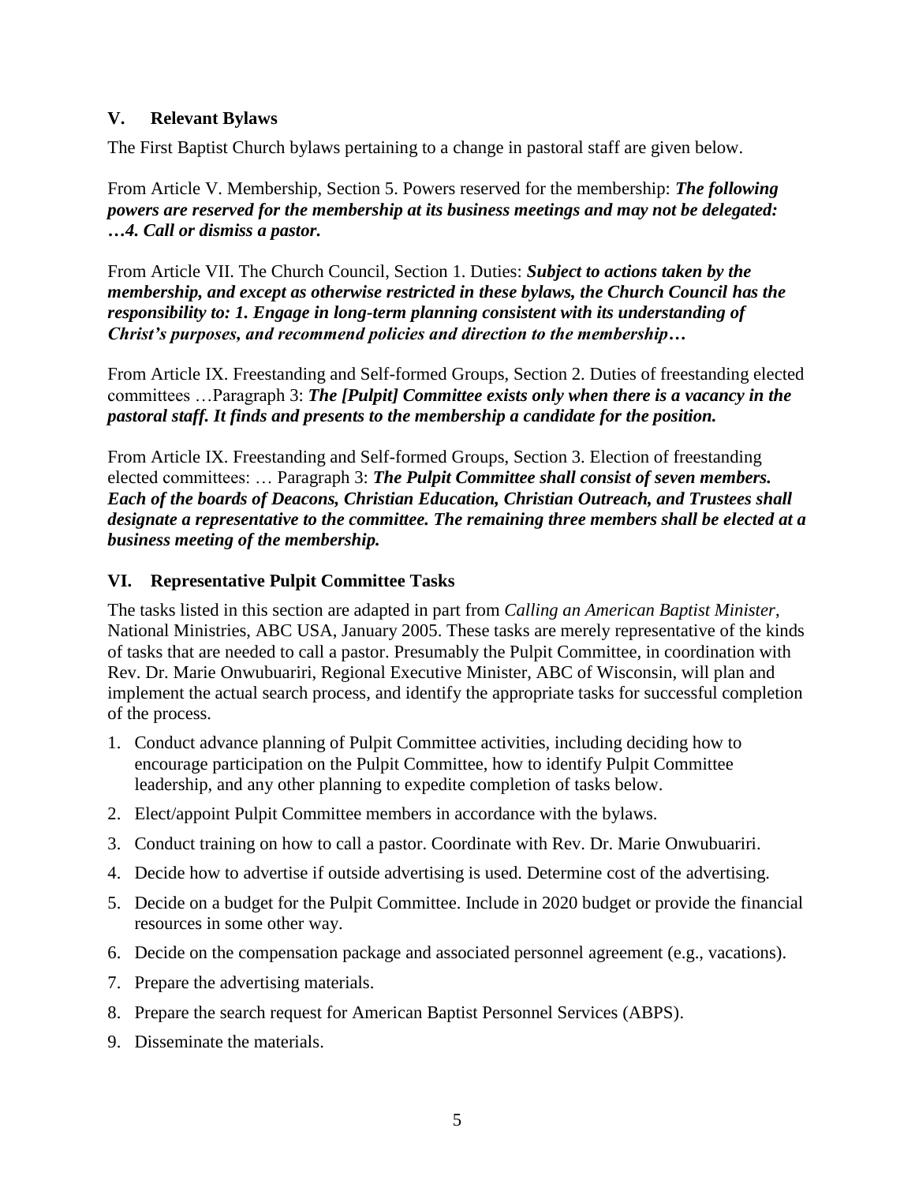## V. Relevant Bylaws

The First Baptist Church bylaws pertaining to a change in pastoral staff are given below.

From Article V. Membership, Section 5. Powers reserved for the membership: ***The following powers are reserved for the membership at its business meetings and may not be delegated: …4. Call or dismiss a pastor.***

From Article VII. The Church Council, Section 1. Duties: ***Subject to actions taken by the membership, and except as otherwise restricted in these bylaws, the Church Council has the responsibility to: 1. Engage in long-term planning consistent with its understanding of Christ's purposes, and recommend policies and direction to the membership…***

From Article IX. Freestanding and Self-formed Groups, Section 2. Duties of freestanding elected committees …Paragraph 3: ***The [Pulpit] Committee exists only when there is a vacancy in the pastoral staff. It finds and presents to the membership a candidate for the position.***

From Article IX. Freestanding and Self-formed Groups, Section 3. Election of freestanding elected committees: … Paragraph 3: ***The Pulpit Committee shall consist of seven members. Each of the boards of Deacons, Christian Education, Christian Outreach, and Trustees shall designate a representative to the committee. The remaining three members shall be elected at a business meeting of the membership.***

## VI. Representative Pulpit Committee Tasks

The tasks listed in this section are adapted in part from *Calling an American Baptist Minister*, National Ministries, ABC USA, January 2005. These tasks are merely representative of the kinds of tasks that are needed to call a pastor. Presumably the Pulpit Committee, in coordination with Rev. Dr. Marie Onwubuariri, Regional Executive Minister, ABC of Wisconsin, will plan and implement the actual search process, and identify the appropriate tasks for successful completion of the process.

1. Conduct advance planning of Pulpit Committee activities, including deciding how to encourage participation on the Pulpit Committee, how to identify Pulpit Committee leadership, and any other planning to expedite completion of tasks below.
2. Elect/appoint Pulpit Committee members in accordance with the bylaws.
3. Conduct training on how to call a pastor. Coordinate with Rev. Dr. Marie Onwubuariri.
4. Decide how to advertise if outside advertising is used. Determine cost of the advertising.
5. Decide on a budget for the Pulpit Committee. Include in 2020 budget or provide the financial resources in some other way.
6. Decide on the compensation package and associated personnel agreement (e.g., vacations).
7. Prepare the advertising materials.
8. Prepare the search request for American Baptist Personnel Services (ABPS).
9. Disseminate the materials.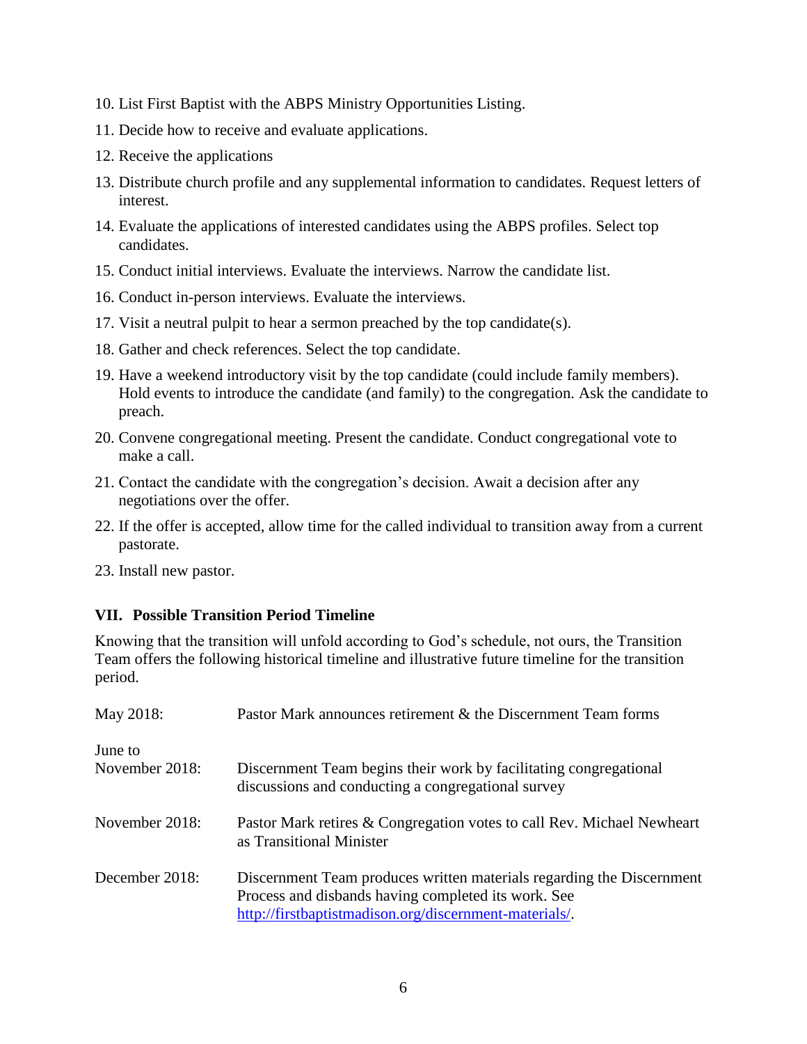10. List First Baptist with the ABPS Ministry Opportunities Listing.
11. Decide how to receive and evaluate applications.
12. Receive the applications
13. Distribute church profile and any supplemental information to candidates. Request letters of interest.
14. Evaluate the applications of interested candidates using the ABPS profiles. Select top candidates.
15. Conduct initial interviews. Evaluate the interviews. Narrow the candidate list.
16. Conduct in-person interviews. Evaluate the interviews.
17. Visit a neutral pulpit to hear a sermon preached by the top candidate(s).
18. Gather and check references. Select the top candidate.
19. Have a weekend introductory visit by the top candidate (could include family members). Hold events to introduce the candidate (and family) to the congregation. Ask the candidate to preach.
20. Convene congregational meeting. Present the candidate. Conduct congregational vote to make a call.
21. Contact the candidate with the congregation's decision. Await a decision after any negotiations over the offer.
22. If the offer is accepted, allow time for the called individual to transition away from a current pastorate.
23. Install new pastor.

## VII. Possible Transition Period Timeline

Knowing that the transition will unfold according to God's schedule, not ours, the Transition Team offers the following historical timeline and illustrative future timeline for the transition period.

| | |
|---|---|
| May 2018: | Pastor Mark announces retirement & the Discernment Team forms |
| June to November 2018: | Discernment Team begins their work by facilitating congregational discussions and conducting a congregational survey |
| November 2018: | Pastor Mark retires & Congregation votes to call Rev. Michael Newheart as Transitional Minister |
| December 2018: | Discernment Team produces written materials regarding the Discernment Process and disbands having completed its work. See http://firstbaptistmadison.org/discernment-materials/. |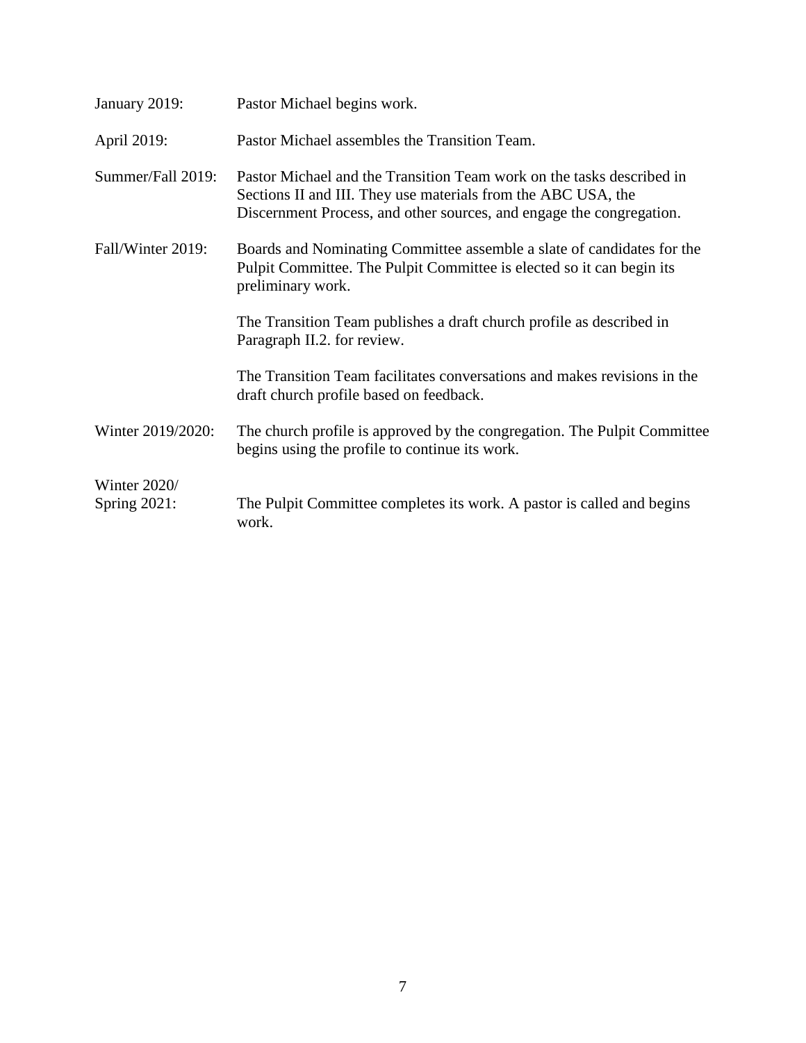| | |
|---|---|
| January 2019: | Pastor Michael begins work. |
| April 2019: | Pastor Michael assembles the Transition Team. |
| Summer/Fall 2019: | Pastor Michael and the Transition Team work on the tasks described in Sections II and III. They use materials from the ABC USA, the Discernment Process, and other sources, and engage the congregation. |
| Fall/Winter 2019: | Boards and Nominating Committee assemble a slate of candidates for the Pulpit Committee. The Pulpit Committee is elected so it can begin its preliminary work. |
| | The Transition Team publishes a draft church profile as described in Paragraph II.2. for review. |
| | The Transition Team facilitates conversations and makes revisions in the draft church profile based on feedback. |
| Winter 2019/2020: | The church profile is approved by the congregation. The Pulpit Committee begins using the profile to continue its work. |
| Winter 2020/ Spring 2021: | The Pulpit Committee completes its work. A pastor is called and begins work. |